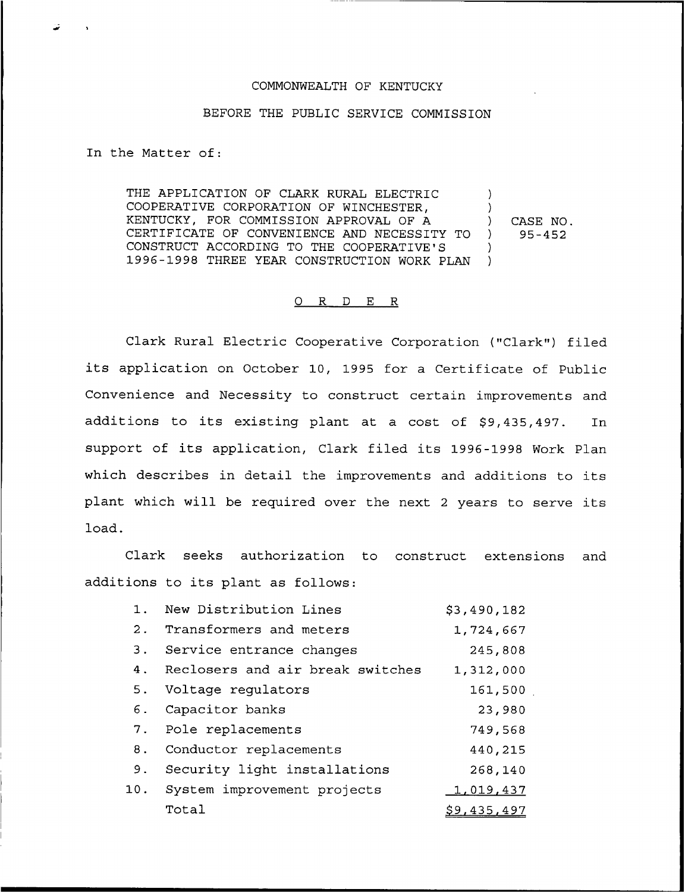COMMONWEALTH OF KENTUCKY

BEFORE THE PUBLIC SERVICE COMMISSION

In the Matter of:

THE APPLICATION OF CLARK RURAL ELECTRIC COOPERATIVE CORPORATION OF WINCHESTER, KENTUCKY, FOR COMMISSION APPROVAL OF A CERTIFICATE OF CONVENIENCE AND NECESSITY TO CONSTRUCT ACCORDING TO THE COOPERATIVE'S 1996-1998 THREE YEAR CONSTRUCTION WORK PLAN ) CASE NO. 95-452

O R D E R

Clark Rural Electric Cooperative Corporation ("Clark") filed its application on October 10, 1995 for a Certificate of Public Convenience and Necessity to construct certain improvements and additions to its existing plant at a cost of $9,435,497. In support of its application, Clark filed its 1996-1998 Work Plan which describes in detail the improvements and additions to its plant which will be required over the next 2 years to serve its load.

Clark seeks authorization to construct extensions and additions to its plant as follows:

| | | |
|---|---|---|
| 1. | New Distribution Lines | $3,490,182 |
| 2. | Transformers and meters | 1,724,667 |
| 3. | Service entrance changes | 245,808 |
| 4. | Reclosers and air break switches | 1,312,000 |
| 5. | Voltage regulators | 161,500 |
| 6. | Capacitor banks | 23,980 |
| 7. | Pole replacements | 749,568 |
| 8. | Conductor replacements | 440,215 |
| 9. | Security light installations | 268,140 |
| 10. | System improvement projects | 1,019,437 |
| | Total | $9,435,497 |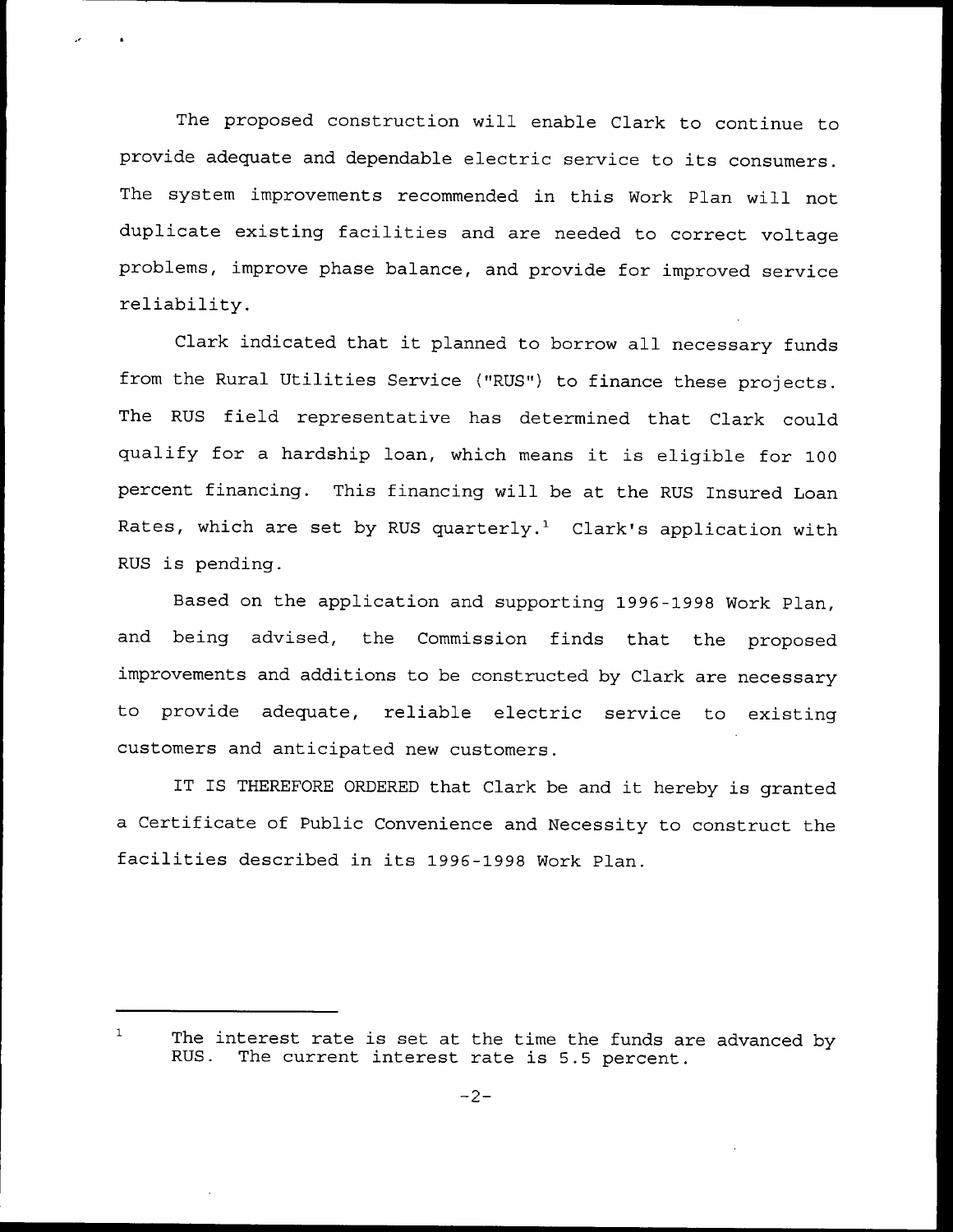The proposed construction will enable Clark to continue to provide adequate and dependable electric service to its consumers. The system improvements recommended in this Work Plan will not duplicate existing facilities and are needed to correct voltage problems, improve phase balance, and provide for improved service reliability.

Clark indicated that it planned to borrow all necessary funds from the Rural Utilities Service ("RUS") to finance these projects. The RUS field representative has determined that Clark could qualify for a hardship loan, which means it is eligible for 100 percent financing. This financing will be at the RUS Insured Loan Rates, which are set by RUS quarterly.[1] Clark's application with RUS is pending.

Based on the application and supporting 1996-1998 Work Plan, and being advised, the Commission finds that the proposed improvements and additions to be constructed by Clark are necessary to provide adequate, reliable electric service to existing customers and anticipated new customers.

IT IS THEREFORE ORDERED that Clark be and it hereby is granted a Certificate of Public Convenience and Necessity to construct the facilities described in its 1996-1998 Work Plan.

---

[1] The interest rate is set at the time the funds are advanced by RUS. The current interest rate is 5.5 percent.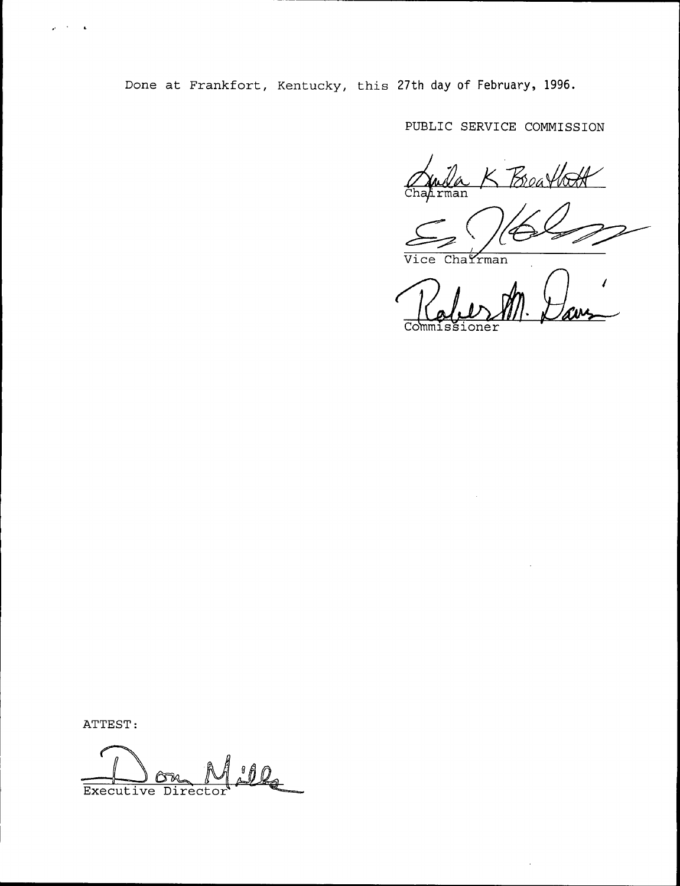Done at Frankfort, Kentucky, this 27th day of February, 1996.

PUBLIC SERVICE COMMISSION

Chairman

Vice Chairman

Commissioner

ATTEST:

Executive Director